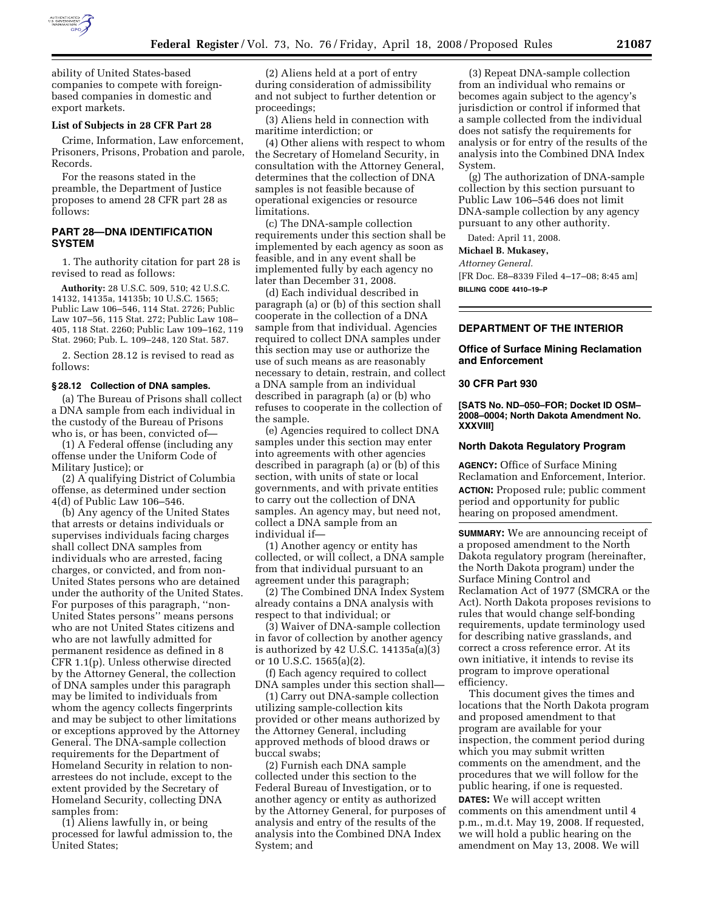ability of United States-based companies to compete with foreign-based companies in domestic and export markets.

**List of Subjects in 28 CFR Part 28**

Crime, Information, Law enforcement, Prisoners, Prisons, Probation and parole, Records.

For the reasons stated in the preamble, the Department of Justice proposes to amend 28 CFR part 28 as follows:

## PART 28—DNA IDENTIFICATION SYSTEM

1. The authority citation for part 28 is revised to read as follows:

**Authority:** 28 U.S.C. 509, 510; 42 U.S.C. 14132, 14135a, 14135b; 10 U.S.C. 1565; Public Law 106–546, 114 Stat. 2726; Public Law 107–56, 115 Stat. 272; Public Law 108–405, 118 Stat. 2260; Public Law 109–162, 119 Stat. 2960; Pub. L. 109–248, 120 Stat. 587.

2. Section 28.12 is revised to read as follows:

### § 28.12 Collection of DNA samples.

(a) The Bureau of Prisons shall collect a DNA sample from each individual in the custody of the Bureau of Prisons who is, or has been, convicted of—

(1) A Federal offense (including any offense under the Uniform Code of Military Justice); or

(2) A qualifying District of Columbia offense, as determined under section 4(d) of Public Law 106–546.

(b) Any agency of the United States that arrests or detains individuals or supervises individuals facing charges shall collect DNA samples from individuals who are arrested, facing charges, or convicted, and from non-United States persons who are detained under the authority of the United States. For purposes of this paragraph, ''non-United States persons'' means persons who are not United States citizens and who are not lawfully admitted for permanent residence as defined in 8 CFR 1.1(p). Unless otherwise directed by the Attorney General, the collection of DNA samples under this paragraph may be limited to individuals from whom the agency collects fingerprints and may be subject to other limitations or exceptions approved by the Attorney General. The DNA-sample collection requirements for the Department of Homeland Security in relation to non-arrestees do not include, except to the extent provided by the Secretary of Homeland Security, collecting DNA samples from:

(1) Aliens lawfully in, or being processed for lawful admission to, the United States;

(2) Aliens held at a port of entry during consideration of admissibility and not subject to further detention or proceedings;

(3) Aliens held in connection with maritime interdiction; or

(4) Other aliens with respect to whom the Secretary of Homeland Security, in consultation with the Attorney General, determines that the collection of DNA samples is not feasible because of operational exigencies or resource limitations.

(c) The DNA-sample collection requirements under this section shall be implemented by each agency as soon as feasible, and in any event shall be implemented fully by each agency no later than December 31, 2008.

(d) Each individual described in paragraph (a) or (b) of this section shall cooperate in the collection of a DNA sample from that individual. Agencies required to collect DNA samples under this section may use or authorize the use of such means as are reasonably necessary to detain, restrain, and collect a DNA sample from an individual described in paragraph (a) or (b) who refuses to cooperate in the collection of the sample.

(e) Agencies required to collect DNA samples under this section may enter into agreements with other agencies described in paragraph (a) or (b) of this section, with units of state or local governments, and with private entities to carry out the collection of DNA samples. An agency may, but need not, collect a DNA sample from an individual if—

(1) Another agency or entity has collected, or will collect, a DNA sample from that individual pursuant to an agreement under this paragraph;

(2) The Combined DNA Index System already contains a DNA analysis with respect to that individual; or

(3) Waiver of DNA-sample collection in favor of collection by another agency is authorized by 42 U.S.C. 14135a(a)(3) or 10 U.S.C. 1565(a)(2).

(f) Each agency required to collect DNA samples under this section shall—

(1) Carry out DNA-sample collection utilizing sample-collection kits provided or other means authorized by the Attorney General, including approved methods of blood draws or buccal swabs;

(2) Furnish each DNA sample collected under this section to the Federal Bureau of Investigation, or to another agency or entity as authorized by the Attorney General, for purposes of analysis and entry of the results of the analysis into the Combined DNA Index System; and

(3) Repeat DNA-sample collection from an individual who remains or becomes again subject to the agency's jurisdiction or control if informed that a sample collected from the individual does not satisfy the requirements for analysis or for entry of the results of the analysis into the Combined DNA Index System.

(g) The authorization of DNA-sample collection by this section pursuant to Public Law 106–546 does not limit DNA-sample collection by any agency pursuant to any other authority.

Dated: April 11, 2008.

**Michael B. Mukasey,**

*Attorney General.*

[FR Doc. E8–8339 Filed 4–17–08; 8:45 am]

**BILLING CODE 4410–19–P**

---

## DEPARTMENT OF THE INTERIOR

### Office of Surface Mining Reclamation and Enforcement

### 30 CFR Part 930

**[SATS No. ND–050–FOR; Docket ID OSM–2008–0004; North Dakota Amendment No. XXXVIII]**

### North Dakota Regulatory Program

**AGENCY:** Office of Surface Mining Reclamation and Enforcement, Interior.

**ACTION:** Proposed rule; public comment period and opportunity for public hearing on proposed amendment.

**SUMMARY:** We are announcing receipt of a proposed amendment to the North Dakota regulatory program (hereinafter, the North Dakota program) under the Surface Mining Control and Reclamation Act of 1977 (SMCRA or the Act). North Dakota proposes revisions to rules that would change self-bonding requirements, update terminology used for describing native grasslands, and correct a cross reference error. At its own initiative, it intends to revise its program to improve operational efficiency.

This document gives the times and locations that the North Dakota program and proposed amendment to that program are available for your inspection, the comment period during which you may submit written comments on the amendment, and the procedures that we will follow for the public hearing, if one is requested.

**DATES:** We will accept written comments on this amendment until 4 p.m., m.d.t. May 19, 2008. If requested, we will hold a public hearing on the amendment on May 13, 2008. We will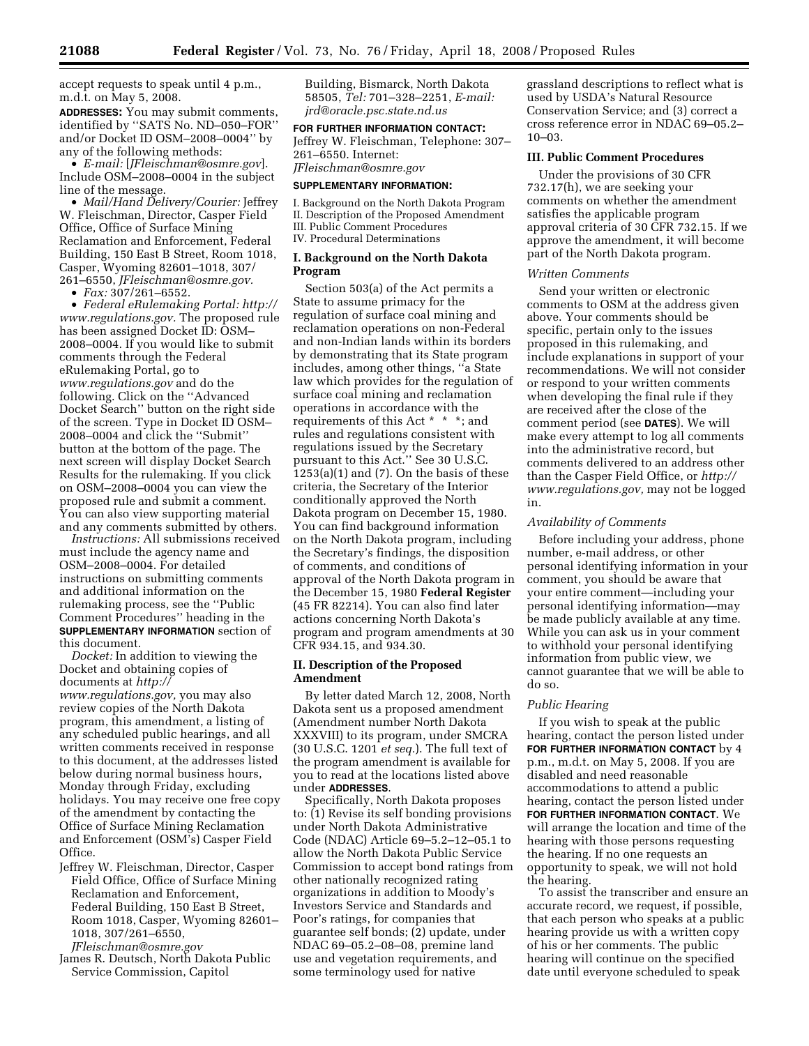accept requests to speak until 4 p.m., m.d.t. on May 5, 2008.

**ADDRESSES:** You may submit comments, identified by ''SATS No. ND–050–FOR'' and/or Docket ID OSM–2008–0004'' by any of the following methods:

- *E-mail:* [*JFleischman@osmre.gov*]. Include OSM–2008–0004 in the subject line of the message.
- *Mail/Hand Delivery/Courier:* Jeffrey W. Fleischman, Director, Casper Field Office, Office of Surface Mining Reclamation and Enforcement, Federal Building, 150 East B Street, Room 1018, Casper, Wyoming 82601–1018, 307/261–6550, *JFleischman@osmre.gov.*
- *Fax:* 307/261–6552.
- *Federal eRulemaking Portal: http://www.regulations.gov.* The proposed rule has been assigned Docket ID: OSM–2008–0004. If you would like to submit comments through the Federal eRulemaking Portal, go to *www.regulations.gov* and do the following. Click on the ''Advanced Docket Search'' button on the right side of the screen. Type in Docket ID OSM–2008–0004 and click the ''Submit'' button at the bottom of the page. The next screen will display Docket Search Results for the rulemaking. If you click on OSM–2008–0004 you can view the proposed rule and submit a comment. You can also view supporting material and any comments submitted by others.

*Instructions:* All submissions received must include the agency name and OSM–2008–0004. For detailed instructions on submitting comments and additional information on the rulemaking process, see the ''Public Comment Procedures'' heading in the **SUPPLEMENTARY INFORMATION** section of this document.

*Docket:* In addition to viewing the Docket and obtaining copies of documents at *http://www.regulations.gov,* you may also review copies of the North Dakota program, this amendment, a listing of any scheduled public hearings, and all written comments received in response to this document, at the addresses listed below during normal business hours, Monday through Friday, excluding holidays. You may receive one free copy of the amendment by contacting the Office of Surface Mining Reclamation and Enforcement (OSM's) Casper Field Office.

Jeffrey W. Fleischman, Director, Casper Field Office, Office of Surface Mining Reclamation and Enforcement, Federal Building, 150 East B Street, Room 1018, Casper, Wyoming 82601–1018, 307/261–6550, *JFleischman@osmre.gov*

James R. Deutsch, North Dakota Public Service Commission, Capitol Building, Bismarck, North Dakota 58505, *Tel:* 701–328–2251, *E-mail: jrd@oracle.psc.state.nd.us*

**FOR FURTHER INFORMATION CONTACT:** Jeffrey W. Fleischman, Telephone: 307–261–6550. Internet: *JFleischman@osmre.gov*

**SUPPLEMENTARY INFORMATION:**

I. Background on the North Dakota Program
II. Description of the Proposed Amendment
III. Public Comment Procedures
IV. Procedural Determinations

## I. Background on the North Dakota Program

Section 503(a) of the Act permits a State to assume primacy for the regulation of surface coal mining and reclamation operations on non-Federal and non-Indian lands within its borders by demonstrating that its State program includes, among other things, ''a State law which provides for the regulation of surface coal mining and reclamation operations in accordance with the requirements of this Act * * *; and rules and regulations consistent with regulations issued by the Secretary pursuant to this Act.'' See 30 U.S.C. 1253(a)(1) and (7). On the basis of these criteria, the Secretary of the Interior conditionally approved the North Dakota program on December 15, 1980. You can find background information on the North Dakota program, including the Secretary's findings, the disposition of comments, and conditions of approval of the North Dakota program in the December 15, 1980 **Federal Register** (45 FR 82214). You can also find later actions concerning North Dakota's program and program amendments at 30 CFR 934.15, and 934.30.

## II. Description of the Proposed Amendment

By letter dated March 12, 2008, North Dakota sent us a proposed amendment (Amendment number North Dakota XXXVIII) to its program, under SMCRA (30 U.S.C. 1201 *et seq.*). The full text of the program amendment is available for you to read at the locations listed above under **ADDRESSES**.

Specifically, North Dakota proposes to: (1) Revise its self bonding provisions under North Dakota Administrative Code (NDAC) Article 69–5.2–12–05.1 to allow the North Dakota Public Service Commission to accept bond ratings from other nationally recognized rating organizations in addition to Moody's Investors Service and Standards and Poor's ratings, for companies that guarantee self bonds; (2) update, under NDAC 69–05.2–08–08, premine land use and vegetation requirements, and some terminology used for native grassland descriptions to reflect what is used by USDA's Natural Resource Conservation Service; and (3) correct a cross reference error in NDAC 69–05.2–10–03.

## III. Public Comment Procedures

Under the provisions of 30 CFR 732.17(h), we are seeking your comments on whether the amendment satisfies the applicable program approval criteria of 30 CFR 732.15. If we approve the amendment, it will become part of the North Dakota program.

### *Written Comments*

Send your written or electronic comments to OSM at the address given above. Your comments should be specific, pertain only to the issues proposed in this rulemaking, and include explanations in support of your recommendations. We will not consider or respond to your written comments when developing the final rule if they are received after the close of the comment period (see **DATES**). We will make every attempt to log all comments into the administrative record, but comments delivered to an address other than the Casper Field Office, or *http://www.regulations.gov,* may not be logged in.

### *Availability of Comments*

Before including your address, phone number, e-mail address, or other personal identifying information in your comment, you should be aware that your entire comment—including your personal identifying information—may be made publicly available at any time. While you can ask us in your comment to withhold your personal identifying information from public view, we cannot guarantee that we will be able to do so.

### *Public Hearing*

If you wish to speak at the public hearing, contact the person listed under **FOR FURTHER INFORMATION CONTACT** by 4 p.m., m.d.t. on May 5, 2008. If you are disabled and need reasonable accommodations to attend a public hearing, contact the person listed under **FOR FURTHER INFORMATION CONTACT**. We will arrange the location and time of the hearing with those persons requesting the hearing. If no one requests an opportunity to speak, we will not hold the hearing.

To assist the transcriber and ensure an accurate record, we request, if possible, that each person who speaks at a public hearing provide us with a written copy of his or her comments. The public hearing will continue on the specified date until everyone scheduled to speak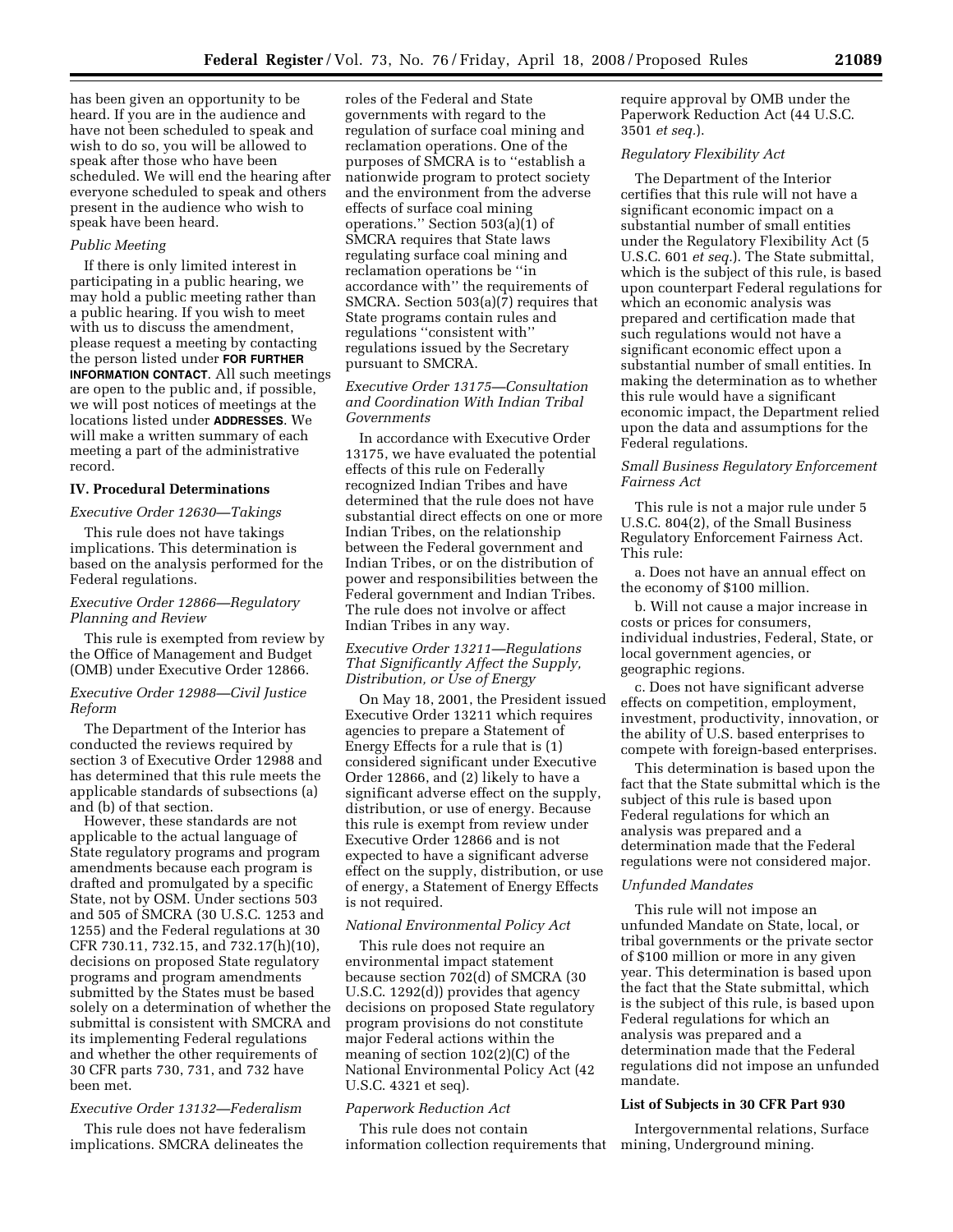has been given an opportunity to be heard. If you are in the audience and have not been scheduled to speak and wish to do so, you will be allowed to speak after those who have been scheduled. We will end the hearing after everyone scheduled to speak and others present in the audience who wish to speak have been heard.

*Public Meeting*

If there is only limited interest in participating in a public hearing, we may hold a public meeting rather than a public hearing. If you wish to meet with us to discuss the amendment, please request a meeting by contacting the person listed under **FOR FURTHER INFORMATION CONTACT**. All such meetings are open to the public and, if possible, we will post notices of meetings at the locations listed under **ADDRESSES**. We will make a written summary of each meeting a part of the administrative record.

## IV. Procedural Determinations

*Executive Order 12630—Takings*

This rule does not have takings implications. This determination is based on the analysis performed for the Federal regulations.

*Executive Order 12866—Regulatory Planning and Review*

This rule is exempted from review by the Office of Management and Budget (OMB) under Executive Order 12866.

*Executive Order 12988—Civil Justice Reform*

The Department of the Interior has conducted the reviews required by section 3 of Executive Order 12988 and has determined that this rule meets the applicable standards of subsections (a) and (b) of that section.

However, these standards are not applicable to the actual language of State regulatory programs and program amendments because each program is drafted and promulgated by a specific State, not by OSM. Under sections 503 and 505 of SMCRA (30 U.S.C. 1253 and 1255) and the Federal regulations at 30 CFR 730.11, 732.15, and 732.17(h)(10), decisions on proposed State regulatory programs and program amendments submitted by the States must be based solely on a determination of whether the submittal is consistent with SMCRA and its implementing Federal regulations and whether the other requirements of 30 CFR parts 730, 731, and 732 have been met.

*Executive Order 13132—Federalism*

This rule does not have federalism implications. SMCRA delineates the roles of the Federal and State governments with regard to the regulation of surface coal mining and reclamation operations. One of the purposes of SMCRA is to ''establish a nationwide program to protect society and the environment from the adverse effects of surface coal mining operations.'' Section 503(a)(1) of SMCRA requires that State laws regulating surface coal mining and reclamation operations be ''in accordance with'' the requirements of SMCRA. Section 503(a)(7) requires that State programs contain rules and regulations ''consistent with'' regulations issued by the Secretary pursuant to SMCRA.

*Executive Order 13175—Consultation and Coordination With Indian Tribal Governments*

In accordance with Executive Order 13175, we have evaluated the potential effects of this rule on Federally recognized Indian Tribes and have determined that the rule does not have substantial direct effects on one or more Indian Tribes, on the relationship between the Federal government and Indian Tribes, or on the distribution of power and responsibilities between the Federal government and Indian Tribes. The rule does not involve or affect Indian Tribes in any way.

*Executive Order 13211—Regulations That Significantly Affect the Supply, Distribution, or Use of Energy*

On May 18, 2001, the President issued Executive Order 13211 which requires agencies to prepare a Statement of Energy Effects for a rule that is (1) considered significant under Executive Order 12866, and (2) likely to have a significant adverse effect on the supply, distribution, or use of energy. Because this rule is exempt from review under Executive Order 12866 and is not expected to have a significant adverse effect on the supply, distribution, or use of energy, a Statement of Energy Effects is not required.

*National Environmental Policy Act*

This rule does not require an environmental impact statement because section 702(d) of SMCRA (30 U.S.C. 1292(d)) provides that agency decisions on proposed State regulatory program provisions do not constitute major Federal actions within the meaning of section 102(2)(C) of the National Environmental Policy Act (42 U.S.C. 4321 et seq).

*Paperwork Reduction Act*

This rule does not contain information collection requirements that require approval by OMB under the Paperwork Reduction Act (44 U.S.C. 3501 *et seq.*).

*Regulatory Flexibility Act*

The Department of the Interior certifies that this rule will not have a significant economic impact on a substantial number of small entities under the Regulatory Flexibility Act (5 U.S.C. 601 *et seq.*). The State submittal, which is the subject of this rule, is based upon counterpart Federal regulations for which an economic analysis was prepared and certification made that such regulations would not have a significant economic effect upon a substantial number of small entities. In making the determination as to whether this rule would have a significant economic impact, the Department relied upon the data and assumptions for the Federal regulations.

*Small Business Regulatory Enforcement Fairness Act*

This rule is not a major rule under 5 U.S.C. 804(2), of the Small Business Regulatory Enforcement Fairness Act. This rule:

a. Does not have an annual effect on the economy of $100 million.

b. Will not cause a major increase in costs or prices for consumers, individual industries, Federal, State, or local government agencies, or geographic regions.

c. Does not have significant adverse effects on competition, employment, investment, productivity, innovation, or the ability of U.S. based enterprises to compete with foreign-based enterprises.

This determination is based upon the fact that the State submittal which is the subject of this rule is based upon Federal regulations for which an analysis was prepared and a determination made that the Federal regulations were not considered major.

*Unfunded Mandates*

This rule will not impose an unfunded Mandate on State, local, or tribal governments or the private sector of $100 million or more in any given year. This determination is based upon the fact that the State submittal, which is the subject of this rule, is based upon Federal regulations for which an analysis was prepared and a determination made that the Federal regulations did not impose an unfunded mandate.

**List of Subjects in 30 CFR Part 930**

Intergovernmental relations, Surface mining, Underground mining.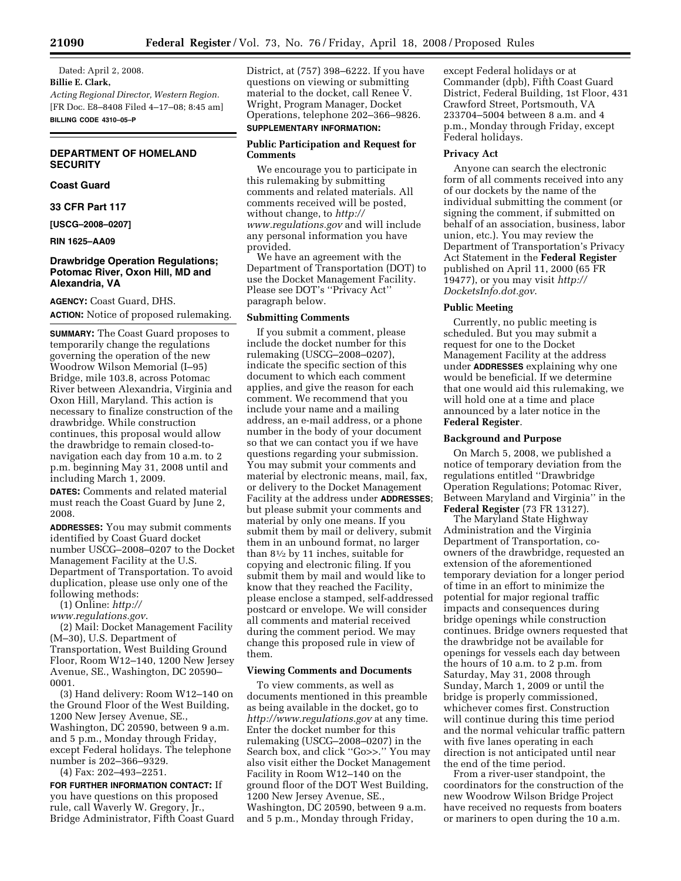Dated: April 2, 2008.

**Billie E. Clark,**

*Acting Regional Director, Western Region.*

[FR Doc. E8–8408 Filed 4–17–08; 8:45 am]

**BILLING CODE 4310–05–P**

---

## DEPARTMENT OF HOMELAND SECURITY

### Coast Guard

### 33 CFR Part 117

**[USCG–2008–0207]**

**RIN 1625–AA09**

## Drawbridge Operation Regulations; Potomac River, Oxon Hill, MD and Alexandria, VA

**AGENCY:** Coast Guard, DHS.

**ACTION:** Notice of proposed rulemaking.

**SUMMARY:** The Coast Guard proposes to temporarily change the regulations governing the operation of the new Woodrow Wilson Memorial (I–95) Bridge, mile 103.8, across Potomac River between Alexandria, Virginia and Oxon Hill, Maryland. This action is necessary to finalize construction of the drawbridge. While construction continues, this proposal would allow the drawbridge to remain closed-to-navigation each day from 10 a.m. to 2 p.m. beginning May 31, 2008 until and including March 1, 2009.

**DATES:** Comments and related material must reach the Coast Guard by June 2, 2008.

**ADDRESSES:** You may submit comments identified by Coast Guard docket number USCG–2008–0207 to the Docket Management Facility at the U.S. Department of Transportation. To avoid duplication, please use only one of the following methods:

(1) Online: *http://www.regulations.gov*.

(2) Mail: Docket Management Facility (M–30), U.S. Department of Transportation, West Building Ground Floor, Room W12–140, 1200 New Jersey Avenue, SE., Washington, DC 20590–0001.

(3) Hand delivery: Room W12–140 on the Ground Floor of the West Building, 1200 New Jersey Avenue, SE., Washington, DC 20590, between 9 a.m. and 5 p.m., Monday through Friday, except Federal holidays. The telephone number is 202–366–9329.

(4) Fax: 202–493–2251.

**FOR FURTHER INFORMATION CONTACT:** If you have questions on this proposed rule, call Waverly W. Gregory, Jr., Bridge Administrator, Fifth Coast Guard District, at (757) 398–6222. If you have questions on viewing or submitting material to the docket, call Renee V. Wright, Program Manager, Docket Operations, telephone 202–366–9826.

**SUPPLEMENTARY INFORMATION:**

### Public Participation and Request for Comments

We encourage you to participate in this rulemaking by submitting comments and related materials. All comments received will be posted, without change, to *http://www.regulations.gov* and will include any personal information you have provided.

We have an agreement with the Department of Transportation (DOT) to use the Docket Management Facility. Please see DOT's "Privacy Act" paragraph below.

### Submitting Comments

If you submit a comment, please include the docket number for this rulemaking (USCG–2008–0207), indicate the specific section of this document to which each comment applies, and give the reason for each comment. We recommend that you include your name and a mailing address, an e-mail address, or a phone number in the body of your document so that we can contact you if we have questions regarding your submission. You may submit your comments and material by electronic means, mail, fax, or delivery to the Docket Management Facility at the address under **ADDRESSES**; but please submit your comments and material by only one means. If you submit them by mail or delivery, submit them in an unbound format, no larger than 8½ by 11 inches, suitable for copying and electronic filing. If you submit them by mail and would like to know that they reached the Facility, please enclose a stamped, self-addressed postcard or envelope. We will consider all comments and material received during the comment period. We may change this proposed rule in view of them.

### Viewing Comments and Documents

To view comments, as well as documents mentioned in this preamble as being available in the docket, go to *http://www.regulations.gov* at any time. Enter the docket number for this rulemaking (USCG–2008–0207) in the Search box, and click "Go>>." You may also visit either the Docket Management Facility in Room W12–140 on the ground floor of the DOT West Building, 1200 New Jersey Avenue, SE., Washington, DC 20590, between 9 a.m. and 5 p.m., Monday through Friday, except Federal holidays or at Commander (dpb), Fifth Coast Guard District, Federal Building, 1st Floor, 431 Crawford Street, Portsmouth, VA 233704–5004 between 8 a.m. and 4 p.m., Monday through Friday, except Federal holidays.

### Privacy Act

Anyone can search the electronic form of all comments received into any of our dockets by the name of the individual submitting the comment (or signing the comment, if submitted on behalf of an association, business, labor union, etc.). You may review the Department of Transportation's Privacy Act Statement in the **Federal Register** published on April 11, 2000 (65 FR 19477), or you may visit *http://DocketsInfo.dot.gov*.

### Public Meeting

Currently, no public meeting is scheduled. But you may submit a request for one to the Docket Management Facility at the address under **ADDRESSES** explaining why one would be beneficial. If we determine that one would aid this rulemaking, we will hold one at a time and place announced by a later notice in the **Federal Register**.

### Background and Purpose

On March 5, 2008, we published a notice of temporary deviation from the regulations entitled "Drawbridge Operation Regulations; Potomac River, Between Maryland and Virginia" in the **Federal Register** (73 FR 13127).

The Maryland State Highway Administration and the Virginia Department of Transportation, co-owners of the drawbridge, requested an extension of the aforementioned temporary deviation for a longer period of time in an effort to minimize the potential for major regional traffic impacts and consequences during bridge openings while construction continues. Bridge owners requested that the drawbridge not be available for openings for vessels each day between the hours of 10 a.m. to 2 p.m. from Saturday, May 31, 2008 through Sunday, March 1, 2009 or until the bridge is properly commissioned, whichever comes first. Construction will continue during this time period and the normal vehicular traffic pattern with five lanes operating in each direction is not anticipated until near the end of the time period.

From a river-user standpoint, the coordinators for the construction of the new Woodrow Wilson Bridge Project have received no requests from boaters or mariners to open during the 10 a.m.